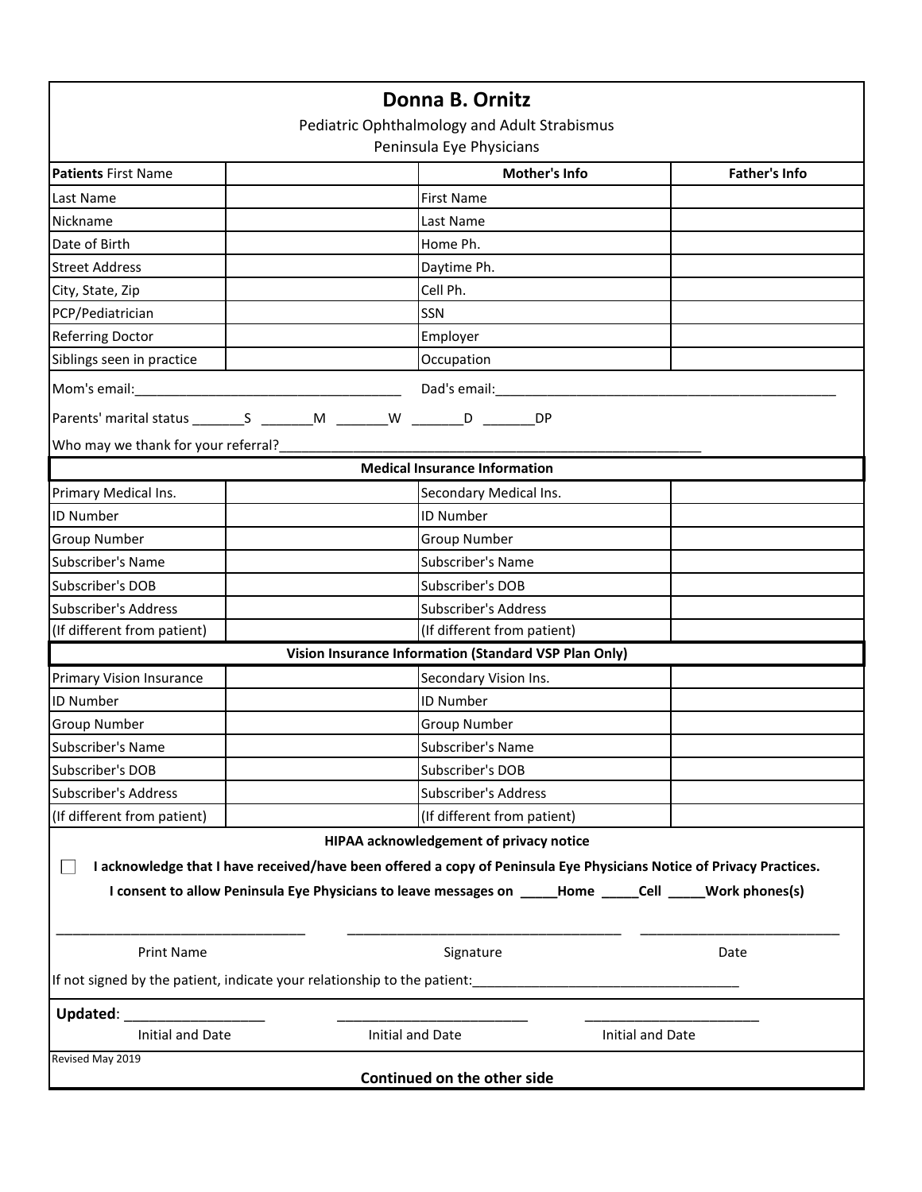# Donna B. Ornitz

Pediatric Ophthalmology and Adult Strabismus

Peninsula Eye Physicians

| **Patients** First Name | | **Mother's Info** | **Father's Info** |
|---|---|---|---|
| Last Name | | First Name | |
| Nickname | | Last Name | |
| Date of Birth | | Home Ph. | |
| Street Address | | Daytime Ph. | |
| City, State, Zip | | Cell Ph. | |
| PCP/Pediatrician | | SSN | |
| Referring Doctor | | Employer | |
| Siblings seen in practice | | Occupation | |

Mom's email:___________________________________ Dad's email:_______________________________________________

Parents' marital status _______S _______M _______W _______D _______DP

Who may we thank for your referral?_________________________________________________________

**Medical Insurance Information**

| Primary Medical Ins. | | Secondary Medical Ins. | |
|---|---|---|---|
| ID Number | | ID Number | |
| Group Number | | Group Number | |
| Subscriber's Name | | Subscriber's Name | |
| Subscriber's DOB | | Subscriber's DOB | |
| Subscriber's Address | | Subscriber's Address | |
| (If different from patient) | | (If different from patient) | |

**Vision Insurance Information (Standard VSP Plan Only)**

| Primary Vision Insurance | | Secondary Vision Ins. | |
|---|---|---|---|
| ID Number | | ID Number | |
| Group Number | | Group Number | |
| Subscriber's Name | | Subscriber's Name | |
| Subscriber's DOB | | Subscriber's DOB | |
| Subscriber's Address | | Subscriber's Address | |
| (If different from patient) | | (If different from patient) | |

**HIPAA acknowledgement of privacy notice**

☐ **I acknowledge that I have received/have been offered a copy of Peninsula Eye Physicians Notice of Privacy Practices.**

**I consent to allow Peninsula Eye Physicians to leave messages on _____Home _____Cell _____Work phones(s)**

__________________________________ ____________________________________ ___________________________

Print Name Signature Date

If not signed by the patient, indicate your relationship to the patient:___________________________________

**Updated**: __________________ _________________________ _______________________

Initial and Date Initial and Date Initial and Date

Revised May 2019

**Continued on the other side**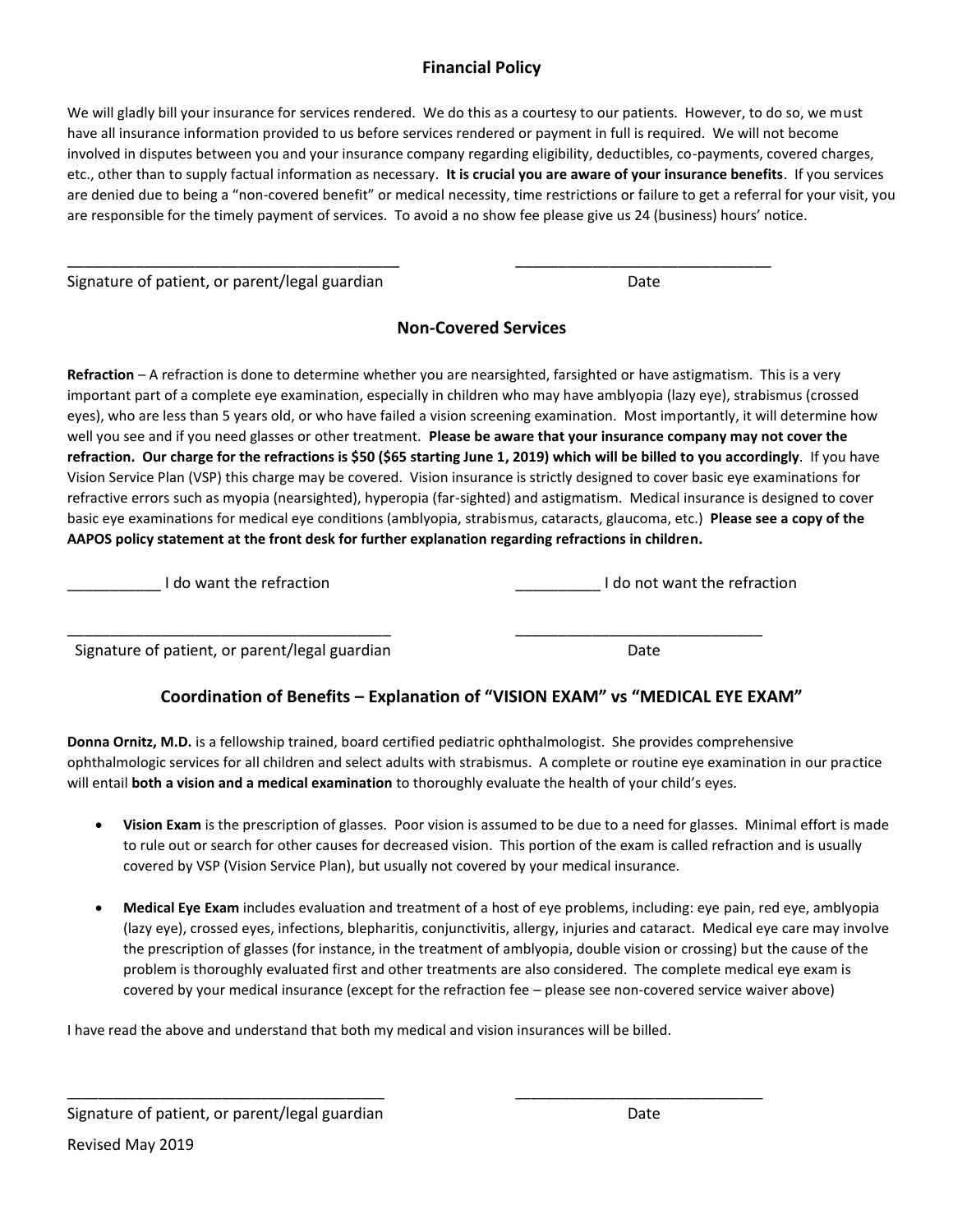## Financial Policy

We will gladly bill your insurance for services rendered. We do this as a courtesy to our patients. However, to do so, we must have all insurance information provided to us before services rendered or payment in full is required. We will not become involved in disputes between you and your insurance company regarding eligibility, deductibles, co-payments, covered charges, etc., other than to supply factual information as necessary. **It is crucial you are aware of your insurance benefits**. If you services are denied due to being a "non-covered benefit" or medical necessity, time restrictions or failure to get a referral for your visit, you are responsible for the timely payment of services. To avoid a no show fee please give us 24 (business) hours' notice.

_______________________________________ ______________________________

Signature of patient, or parent/legal guardian Date

## Non-Covered Services

**Refraction** – A refraction is done to determine whether you are nearsighted, farsighted or have astigmatism. This is a very important part of a complete eye examination, especially in children who may have amblyopia (lazy eye), strabismus (crossed eyes), who are less than 5 years old, or who have failed a vision screening examination. Most importantly, it will determine how well you see and if you need glasses or other treatment. **Please be aware that your insurance company may not cover the refraction. Our charge for the refractions is $50 ($65 starting June 1, 2019) which will be billed to you accordingly**. If you have Vision Service Plan (VSP) this charge may be covered. Vision insurance is strictly designed to cover basic eye examinations for refractive errors such as myopia (nearsighted), hyperopia (far-sighted) and astigmatism. Medical insurance is designed to cover basic eye examinations for medical eye conditions (amblyopia, strabismus, cataracts, glaucoma, etc.) **Please see a copy of the AAPOS policy statement at the front desk for further explanation regarding refractions in children.**

___________ I do want the refraction ___________ I do not want the refraction

_______________________________________ ______________________________

Signature of patient, or parent/legal guardian Date

## Coordination of Benefits – Explanation of "VISION EXAM" vs "MEDICAL EYE EXAM"

**Donna Ornitz, M.D.** is a fellowship trained, board certified pediatric ophthalmologist. She provides comprehensive ophthalmologic services for all children and select adults with strabismus. A complete or routine eye examination in our practice will entail **both a vision and a medical examination** to thoroughly evaluate the health of your child's eyes.

- **Vision Exam** is the prescription of glasses. Poor vision is assumed to be due to a need for glasses. Minimal effort is made to rule out or search for other causes for decreased vision. This portion of the exam is called refraction and is usually covered by VSP (Vision Service Plan), but usually not covered by your medical insurance.
- **Medical Eye Exam** includes evaluation and treatment of a host of eye problems, including: eye pain, red eye, amblyopia (lazy eye), crossed eyes, infections, blepharitis, conjunctivitis, allergy, injuries and cataract. Medical eye care may involve the prescription of glasses (for instance, in the treatment of amblyopia, double vision or crossing) but the cause of the problem is thoroughly evaluated first and other treatments are also considered. The complete medical eye exam is covered by your medical insurance (except for the refraction fee – please see non-covered service waiver above)

I have read the above and understand that both my medical and vision insurances will be billed.

_______________________________________ ______________________________

Signature of patient, or parent/legal guardian Date

Revised May 2019